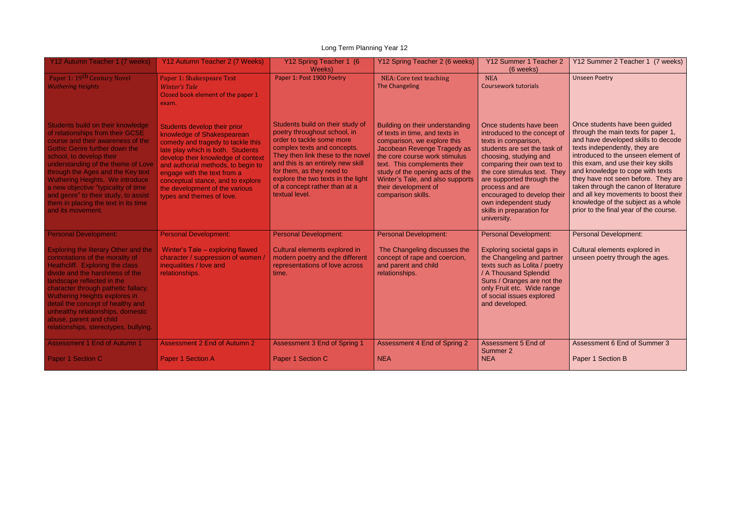# Long Term Planning Year 12

| Y12 Autumn Teacher 1 (7 weeks) | Y12 Autumn Teacher 2 (7 Weeks) | Y12 Spring Teacher 1 (6 Weeks) | Y12 Spring Teacher 2 (6 weeks) | Y12 Summer 1 Teacher 2 (6 weeks) | Y12 Summer 2 Teacher 1 (7 weeks) |
|---|---|---|---|---|---|
| Paper 1: 19th Century Novel *Wuthering Heights* | Paper 1: Shakespeare Text *Winter's Tale* Closed book element of the paper 1 exam. | Paper 1: Post 1900 Poetry | NEA: Core text teaching The Changeling | NEA Coursework tutorials | Unseen Poetry |
| Students build on their knowledge of relationships from their GCSE course and their awareness of the Gothic Genre further down the school, to develop their understanding of the theme of Love through the Ages and the Key text Wuthering Heights. We introduce a new objective "typicality of time and genre" to their study, to assist them in placing the text in its time and its movement. | Students develop their prior knowledge of Shakespearean comedy and tragedy to tackle this late play which is both. Students develop their knowledge of context and authorial methods, to begin to engage with the text from a conceptual stance, and to explore the development of the various types and themes of love. | Students build on their study of poetry throughout school, in order to tackle some more complex texts and concepts. They then link these to the novel and this is an entirely new skill for them, as they need to explore the two texts in the light of a concept rather than at a textual level. | Building on their understanding of texts in time, and texts in comparison, we explore this Jacobean Revenge Tragedy as the core course work stimulus text. This complements their study of the opening acts of the Winter's Tale, and also supports their development of comparison skills. | Once students have been introduced to the concept of texts in comparison, students are set the task of choosing, studying and comparing their own text to the core stimulus text. They are supported through the process and are encouraged to develop their own independent study skills in preparation for university. | Once students have been guided through the main texts for paper 1, and have developed skills to decode texts independently, they are introduced to the unseen element of this exam, and use their key skills and knowledge to cope with texts they have not seen before. They are taken through the canon of literature and all key movements to boost their knowledge of the subject as a whole prior to the final year of the course. |
| Personal Development: Exploring the literary Other and the connotations of the morality of Heathcliff. Exploring the class divide and the harshness of the landscape reflected in the character through pathetic fallacy. Wuthering Heights explores in detail the concept of healthy and unhealthy relationships, domestic abuse, parent and child relationships, stereotypes, bullying. | Personal Development: Winter's Tale – exploring flawed character / suppression of women / inequalities / love and relationships. | Personal Development: Cultural elements explored in modern poetry and the different representations of love across time. | Personal Development: The Changeling discusses the concept of rape and coercion, and parent and child relationships. | Personal Development: Exploring societal gaps in the Changeling and partner texts such as Lolita / poetry / A Thousand Splendid Suns / Oranges are not the only Fruit etc. Wide range of social issues explored and developed. | Personal Development: Cultural elements explored in unseen poetry through the ages. |
| Assessment 1 End of Autumn 1 Paper 1 Section C | Assessment 2 End of Autumn 2 Paper 1 Section A | Assessment 3 End of Spring 1 Paper 1 Section C | Assessment 4 End of Spring 2 NEA | Assessment 5 End of Summer 2 NEA | Assessment 6 End of Summer 3 Paper 1 Section B |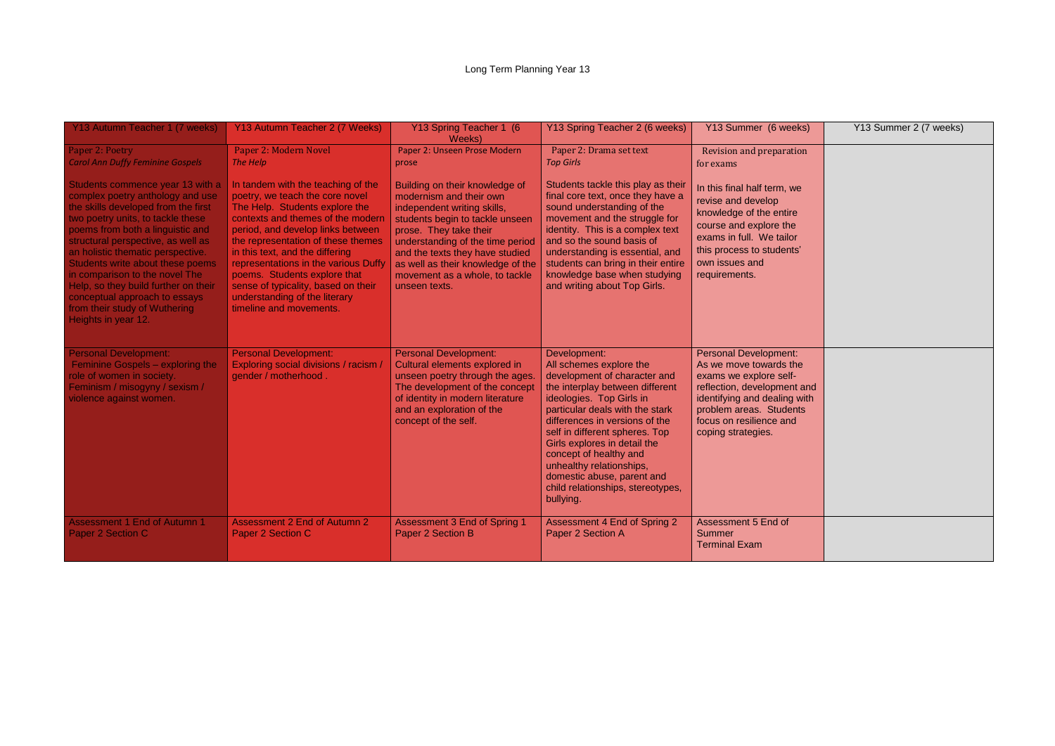# Long Term Planning Year 13

| Y13 Autumn Teacher 1 (7 weeks) | Y13 Autumn Teacher 2 (7 Weeks) | Y13 Spring Teacher 1 (6 Weeks) | Y13 Spring Teacher 2 (6 weeks) | Y13 Summer (6 weeks) | Y13 Summer 2 (7 weeks) |
|---|---|---|---|---|---|
| Paper 2: Poetry<br>*Carol Ann Duffy Feminine Gospels*<br><br>Students commence year 13 with a complex poetry anthology and use the skills developed from the first two poetry units, to tackle these poems from both a linguistic and structural perspective, as well as an holistic thematic perspective. Students write about these poems in comparison to the novel The Help, so they build further on their conceptual approach to essays from their study of Wuthering Heights in year 12. | Paper 2: Modern Novel<br>*The Help*<br><br>In tandem with the teaching of the poetry, we teach the core novel The Help. Students explore the contexts and themes of the modern period, and develop links between the representation of these themes in this text, and the differing representations in the various Duffy poems. Students explore that sense of typicality, based on their understanding of the literary timeline and movements. | Paper 2: Unseen Prose Modern prose<br><br>Building on their knowledge of modernism and their own independent writing skills, students begin to tackle unseen prose. They take their understanding of the time period and the texts they have studied as well as their knowledge of the movement as a whole, to tackle unseen texts. | Paper 2: Drama set text<br>*Top Girls*<br><br>Students tackle this play as their final core text, once they have a sound understanding of the movement and the struggle for identity. This is a complex text and so the sound basis of understanding is essential, and students can bring in their entire knowledge base when studying and writing about Top Girls. | Revision and preparation for exams<br><br>In this final half term, we revise and develop knowledge of the entire course and explore the exams in full. We tailor this process to students' own issues and requirements. | |
| Personal Development:<br>Feminine Gospels – exploring the role of women in society. Feminism / misogyny / sexism / violence against women. | Personal Development:<br>Exploring social divisions / racism / gender / motherhood . | Personal Development:<br>Cultural elements explored in unseen poetry through the ages. The development of the concept of identity in modern literature and an exploration of the concept of the self. | Development:<br>All schemes explore the development of character and the interplay between different ideologies. Top Girls in particular deals with the stark differences in versions of the self in different spheres. Top Girls explores in detail the concept of healthy and unhealthy relationships, domestic abuse, parent and child relationships, stereotypes, bullying. | Personal Development:<br>As we move towards the exams we explore self-reflection, development and identifying and dealing with problem areas. Students focus on resilience and coping strategies. | |
| Assessment 1 End of Autumn 1<br>Paper 2 Section C | Assessment 2 End of Autumn 2<br>Paper 2 Section C | Assessment 3 End of Spring 1<br>Paper 2 Section B | Assessment 4 End of Spring 2<br>Paper 2 Section A | Assessment 5 End of Summer<br>Terminal Exam | |